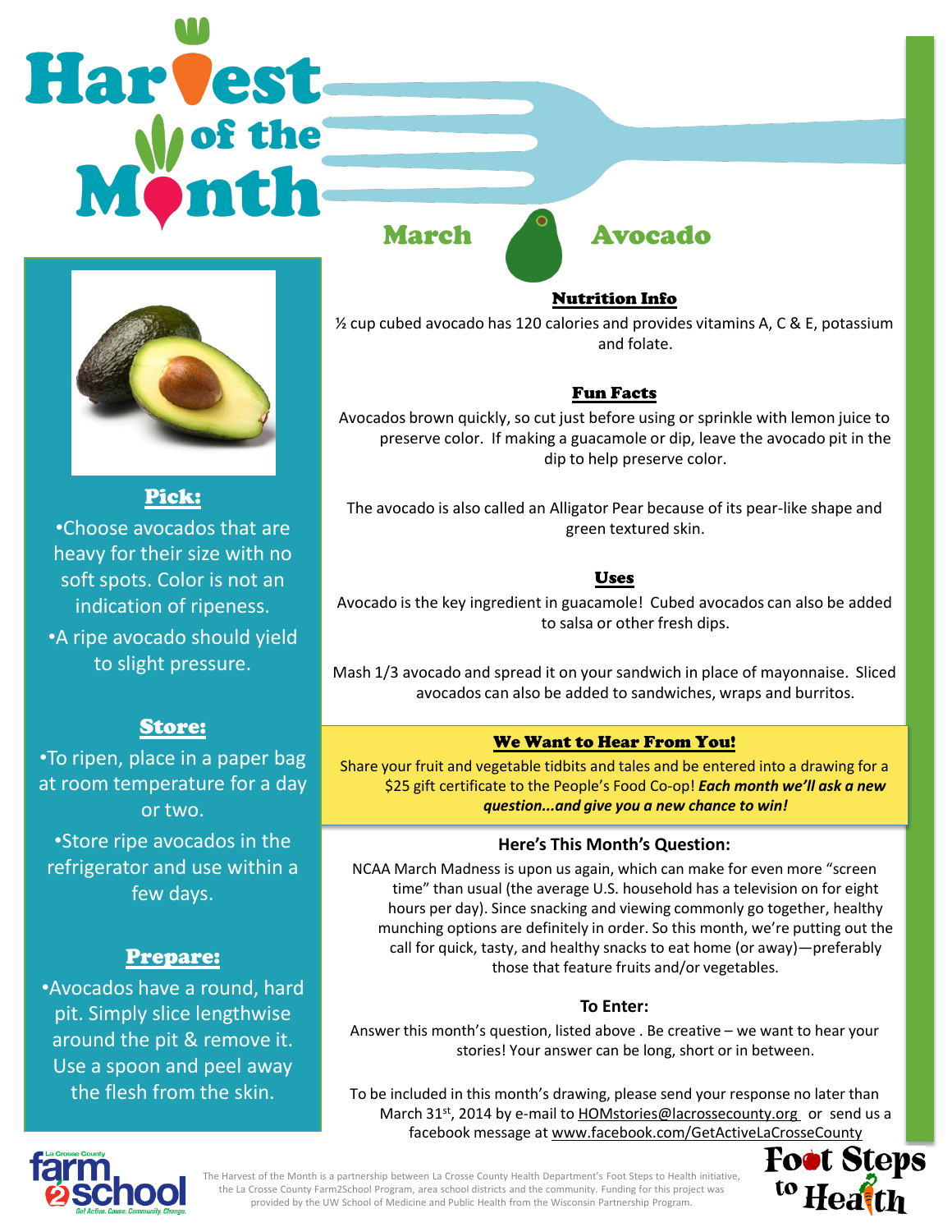# Harvest of the Month

## March — Avocado

### Pick:

- Choose avocados that are heavy for their size with no soft spots. Color is not an indication of ripeness.
- A ripe avocado should yield to slight pressure.

### Store:

- To ripen, place in a paper bag at room temperature for a day or two.
- Store ripe avocados in the refrigerator and use within a few days.

### Prepare:

- Avocados have a round, hard pit. Simply slice lengthwise around the pit & remove it. Use a spoon and peel away the flesh from the skin.

### Nutrition Info

½ cup cubed avocado has 120 calories and provides vitamins A, C & E, potassium and folate.

### Fun Facts

Avocados brown quickly, so cut just before using or sprinkle with lemon juice to preserve color. If making a guacamole or dip, leave the avocado pit in the dip to help preserve color.

The avocado is also called an Alligator Pear because of its pear-like shape and green textured skin.

### Uses

Avocado is the key ingredient in guacamole! Cubed avocados can also be added to salsa or other fresh dips.

Mash 1/3 avocado and spread it on your sandwich in place of mayonnaise. Sliced avocados can also be added to sandwiches, wraps and burritos.

### We Want to Hear From You!

Share your fruit and vegetable tidbits and tales and be entered into a drawing for a $25 gift certificate to the People's Food Co-op! ***Each month we'll ask a new question...and give you a new chance to win!***

**Here's This Month's Question:**

NCAA March Madness is upon us again, which can make for even more "screen time" than usual (the average U.S. household has a television on for eight hours per day). Since snacking and viewing commonly go together, healthy munching options are definitely in order. So this month, we're putting out the call for quick, tasty, and healthy snacks to eat home (or away)—preferably those that feature fruits and/or vegetables.

**To Enter:**

Answer this month's question, listed above . Be creative – we want to hear your stories! Your answer can be long, short or in between.

To be included in this month's drawing, please send your response no later than March 31st, 2014 by e-mail to HOMstories@lacrossecounty.org or send us a facebook message at www.facebook.com/GetActiveLaCrosseCounty

La Crosse County farm2school — Get Active. Cause. Community. Change.

The Harvest of the Month is a partnership between La Crosse County Health Department's Foot Steps to Health initiative, the La Crosse County Farm2School Program, area school districts and the community. Funding for this project was provided by the UW School of Medicine and Public Health from the Wisconsin Partnership Program.

Foot Steps to Health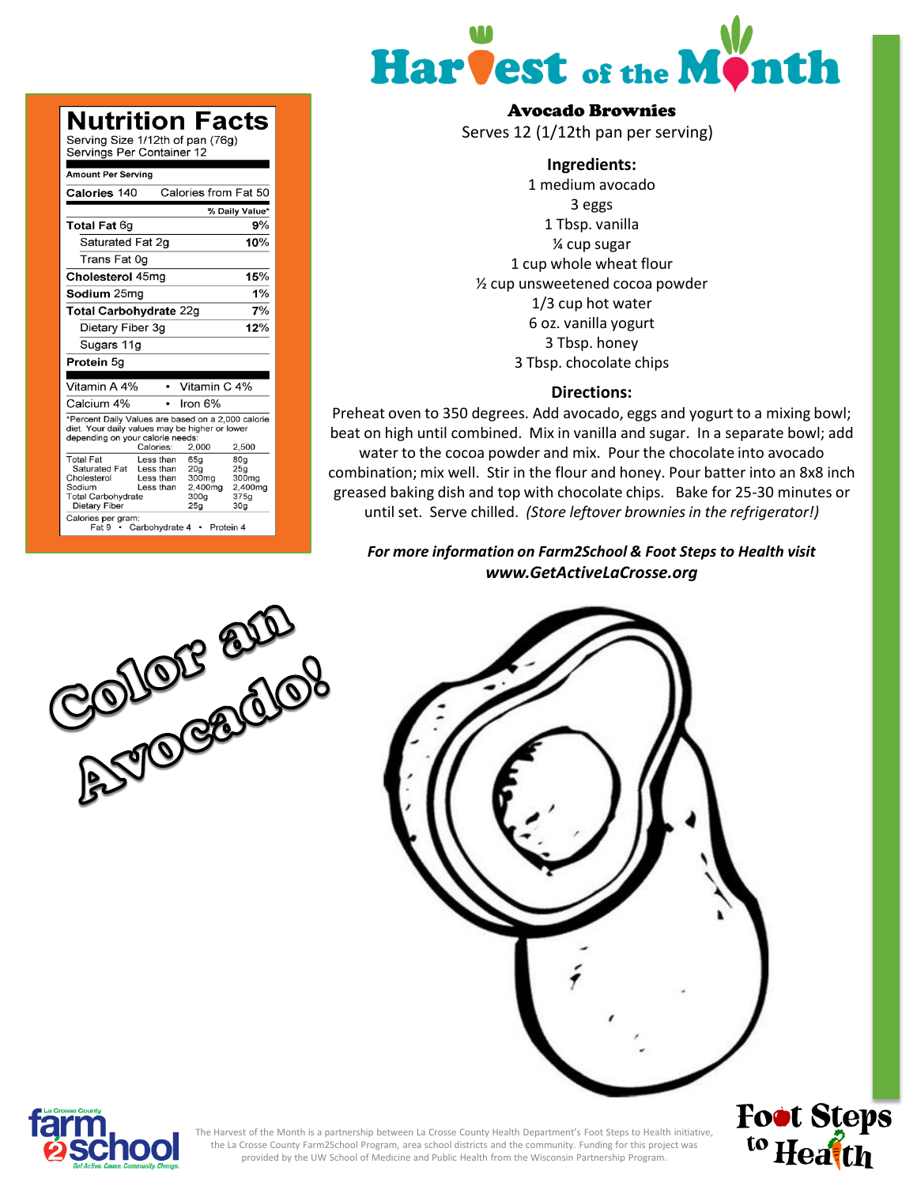# Harvest of the Month

## Nutrition Facts

Serving Size 1/12th of pan (76g)
Servings Per Container 12

| Amount Per Serving | |
|---|---|
| **Calories** 140 | Calories from Fat 50 |
| | **% Daily Value*** |
| **Total Fat** 6g | **9%** |
| Saturated Fat 2g | **10%** |
| Trans Fat 0g | |
| **Cholesterol** 45mg | **15%** |
| **Sodium** 25mg | **1%** |
| **Total Carbohydrate** 22g | **7%** |
| Dietary Fiber 3g | **12%** |
| Sugars 11g | |
| **Protein** 5g | |

| | |
|---|---|
| Vitamin A 4% | • Vitamin C 4% |
| Calcium 4% | • Iron 6% |

*Percent Daily Values are based on a 2,000 calorie diet. Your daily values may be higher or lower depending on your calorie needs:

| | Calories: | 2,000 | 2,500 |
|---|---|---|---|
| Total Fat | Less than | 65g | 80g |
| Saturated Fat | Less than | 20g | 25g |
| Cholesterol | Less than | 300mg | 300mg |
| Sodium | Less than | 2,400mg | 2,400mg |
| Total Carbohydrate | | 300g | 375g |
| Dietary Fiber | | 25g | 30g |

Calories per gram:
Fat 9 • Carbohydrate 4 • Protein 4

## Avocado Brownies

Serves 12 (1/12th pan per serving)

**Ingredients:**

1 medium avocado
3 eggs
1 Tbsp. vanilla
¼ cup sugar
1 cup whole wheat flour
½ cup unsweetened cocoa powder
1/3 cup hot water
6 oz. vanilla yogurt
3 Tbsp. honey
3 Tbsp. chocolate chips

**Directions:**

Preheat oven to 350 degrees. Add avocado, eggs and yogurt to a mixing bowl; beat on high until combined. Mix in vanilla and sugar. In a separate bowl; add water to the cocoa powder and mix. Pour the chocolate into avocado combination; mix well. Stir in the flour and honey. Pour batter into an 8x8 inch greased baking dish and top with chocolate chips. Bake for 25-30 minutes or until set. Serve chilled. *(Store leftover brownies in the refrigerator!)*

***For more information on Farm2School & Foot Steps to Health visit www.GetActiveLaCrosse.org***

Color an Avocado!

The Harvest of the Month is a partnership between La Crosse County Health Department's Foot Steps to Health initiative, the La Crosse County Farm2School Program, area school districts and the community. Funding for this project was provided by the UW School of Medicine and Public Health from the Wisconsin Partnership Program.